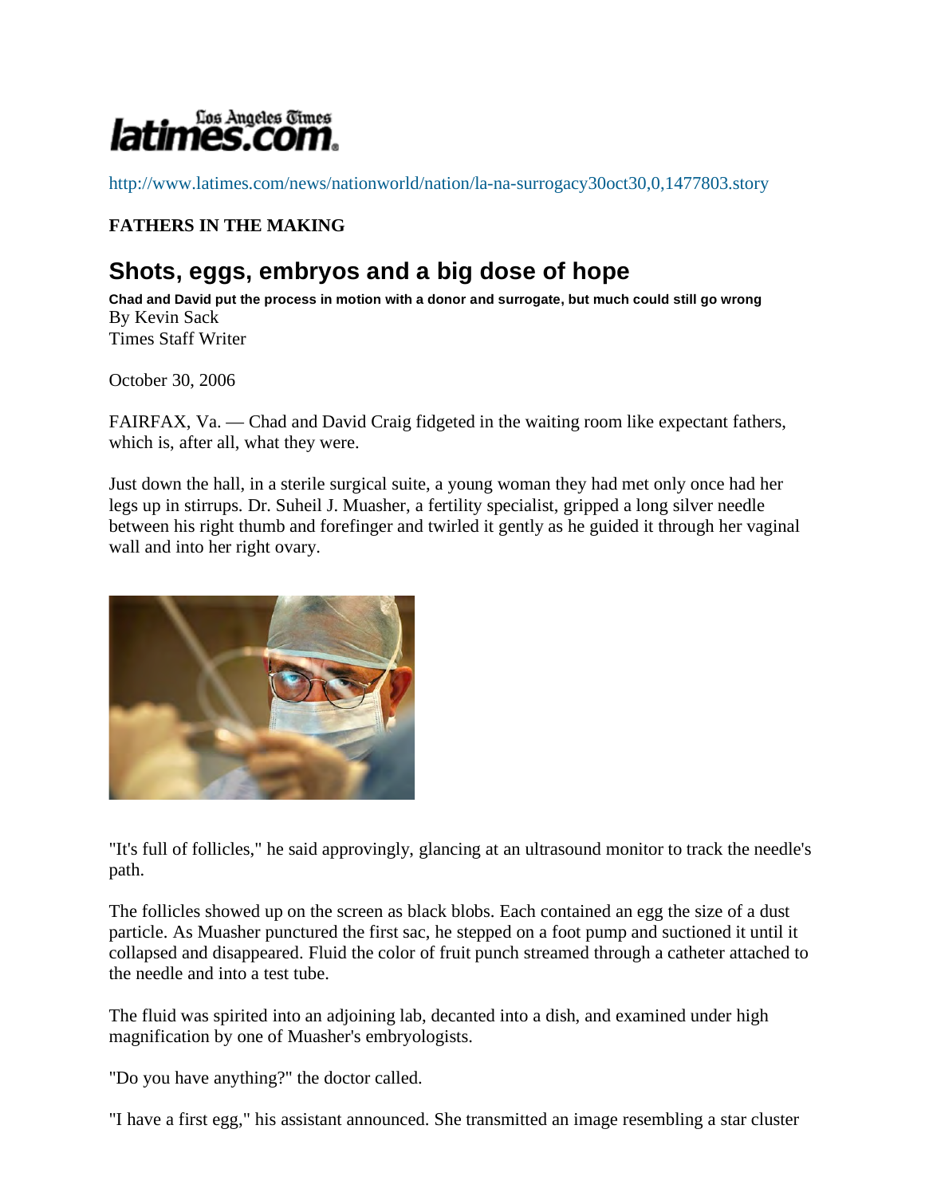latimes.com

http://www.latimes.com/news/nationworld/nation/la-na-surrogacy30oct30,0,1477803.story

**FATHERS IN THE MAKING**

# Shots, eggs, embryos and a big dose of hope

**Chad and David put the process in motion with a donor and surrogate, but much could still go wrong**

By Kevin Sack
Times Staff Writer

October 30, 2006

FAIRFAX, Va. — Chad and David Craig fidgeted in the waiting room like expectant fathers, which is, after all, what they were.

Just down the hall, in a sterile surgical suite, a young woman they had met only once had her legs up in stirrups. Dr. Suheil J. Muasher, a fertility specialist, gripped a long silver needle between his right thumb and forefinger and twirled it gently as he guided it through her vaginal wall and into her right ovary.

"It's full of follicles," he said approvingly, glancing at an ultrasound monitor to track the needle's path.

The follicles showed up on the screen as black blobs. Each contained an egg the size of a dust particle. As Muasher punctured the first sac, he stepped on a foot pump and suctioned it until it collapsed and disappeared. Fluid the color of fruit punch streamed through a catheter attached to the needle and into a test tube.

The fluid was spirited into an adjoining lab, decanted into a dish, and examined under high magnification by one of Muasher's embryologists.

"Do you have anything?" the doctor called.

"I have a first egg," his assistant announced. She transmitted an image resembling a star cluster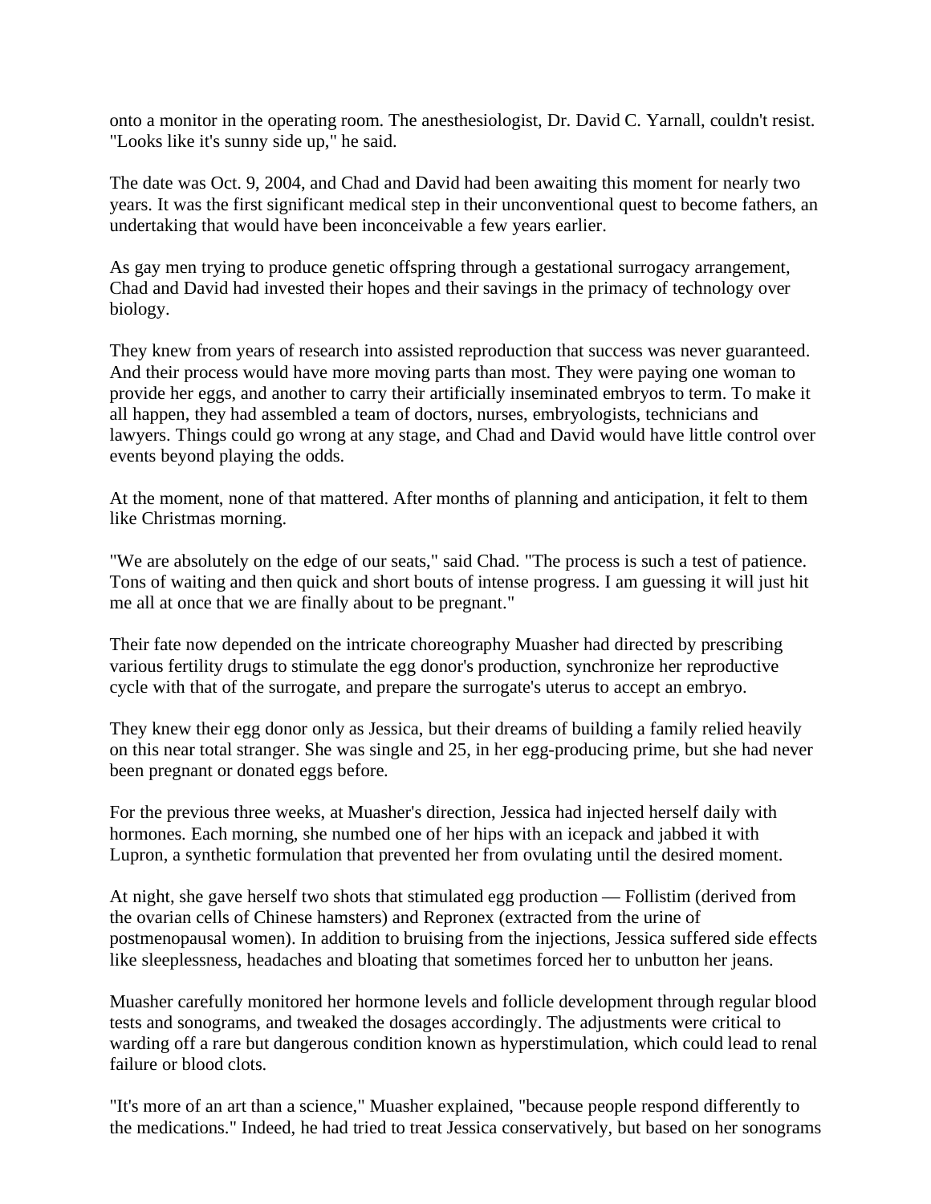onto a monitor in the operating room. The anesthesiologist, Dr. David C. Yarnall, couldn't resist. "Looks like it's sunny side up," he said.

The date was Oct. 9, 2004, and Chad and David had been awaiting this moment for nearly two years. It was the first significant medical step in their unconventional quest to become fathers, an undertaking that would have been inconceivable a few years earlier.

As gay men trying to produce genetic offspring through a gestational surrogacy arrangement, Chad and David had invested their hopes and their savings in the primacy of technology over biology.

They knew from years of research into assisted reproduction that success was never guaranteed. And their process would have more moving parts than most. They were paying one woman to provide her eggs, and another to carry their artificially inseminated embryos to term. To make it all happen, they had assembled a team of doctors, nurses, embryologists, technicians and lawyers. Things could go wrong at any stage, and Chad and David would have little control over events beyond playing the odds.

At the moment, none of that mattered. After months of planning and anticipation, it felt to them like Christmas morning.

"We are absolutely on the edge of our seats," said Chad. "The process is such a test of patience. Tons of waiting and then quick and short bouts of intense progress. I am guessing it will just hit me all at once that we are finally about to be pregnant."

Their fate now depended on the intricate choreography Muasher had directed by prescribing various fertility drugs to stimulate the egg donor's production, synchronize her reproductive cycle with that of the surrogate, and prepare the surrogate's uterus to accept an embryo.

They knew their egg donor only as Jessica, but their dreams of building a family relied heavily on this near total stranger. She was single and 25, in her egg-producing prime, but she had never been pregnant or donated eggs before.

For the previous three weeks, at Muasher's direction, Jessica had injected herself daily with hormones. Each morning, she numbed one of her hips with an icepack and jabbed it with Lupron, a synthetic formulation that prevented her from ovulating until the desired moment.

At night, she gave herself two shots that stimulated egg production — Follistim (derived from the ovarian cells of Chinese hamsters) and Repronex (extracted from the urine of postmenopausal women). In addition to bruising from the injections, Jessica suffered side effects like sleeplessness, headaches and bloating that sometimes forced her to unbutton her jeans.

Muasher carefully monitored her hormone levels and follicle development through regular blood tests and sonograms, and tweaked the dosages accordingly. The adjustments were critical to warding off a rare but dangerous condition known as hyperstimulation, which could lead to renal failure or blood clots.

"It's more of an art than a science," Muasher explained, "because people respond differently to the medications." Indeed, he had tried to treat Jessica conservatively, but based on her sonograms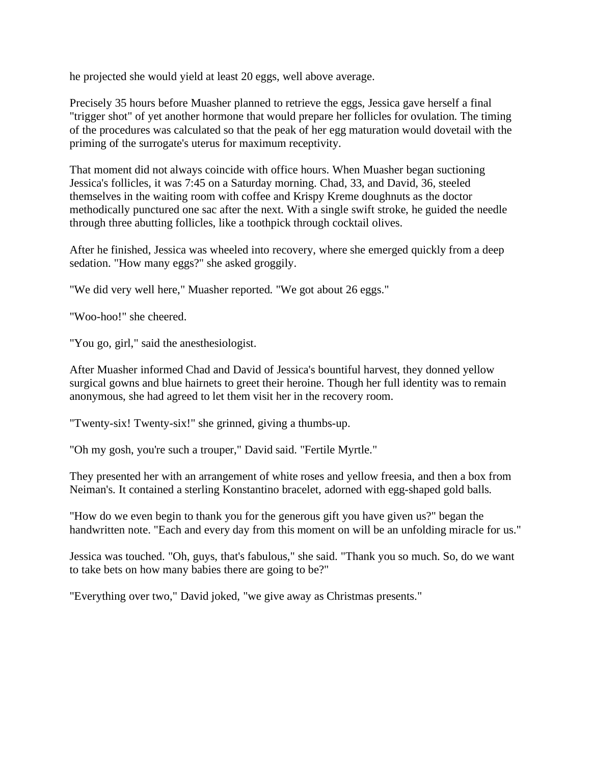he projected she would yield at least 20 eggs, well above average.

Precisely 35 hours before Muasher planned to retrieve the eggs, Jessica gave herself a final "trigger shot" of yet another hormone that would prepare her follicles for ovulation. The timing of the procedures was calculated so that the peak of her egg maturation would dovetail with the priming of the surrogate's uterus for maximum receptivity.

That moment did not always coincide with office hours. When Muasher began suctioning Jessica's follicles, it was 7:45 on a Saturday morning. Chad, 33, and David, 36, steeled themselves in the waiting room with coffee and Krispy Kreme doughnuts as the doctor methodically punctured one sac after the next. With a single swift stroke, he guided the needle through three abutting follicles, like a toothpick through cocktail olives.

After he finished, Jessica was wheeled into recovery, where she emerged quickly from a deep sedation. "How many eggs?" she asked groggily.

"We did very well here," Muasher reported. "We got about 26 eggs."

"Woo-hoo!" she cheered.

"You go, girl," said the anesthesiologist.

After Muasher informed Chad and David of Jessica's bountiful harvest, they donned yellow surgical gowns and blue hairnets to greet their heroine. Though her full identity was to remain anonymous, she had agreed to let them visit her in the recovery room.

"Twenty-six! Twenty-six!" she grinned, giving a thumbs-up.

"Oh my gosh, you're such a trouper," David said. "Fertile Myrtle."

They presented her with an arrangement of white roses and yellow freesia, and then a box from Neiman's. It contained a sterling Konstantino bracelet, adorned with egg-shaped gold balls.

"How do we even begin to thank you for the generous gift you have given us?" began the handwritten note. "Each and every day from this moment on will be an unfolding miracle for us."

Jessica was touched. "Oh, guys, that's fabulous," she said. "Thank you so much. So, do we want to take bets on how many babies there are going to be?"

"Everything over two," David joked, "we give away as Christmas presents."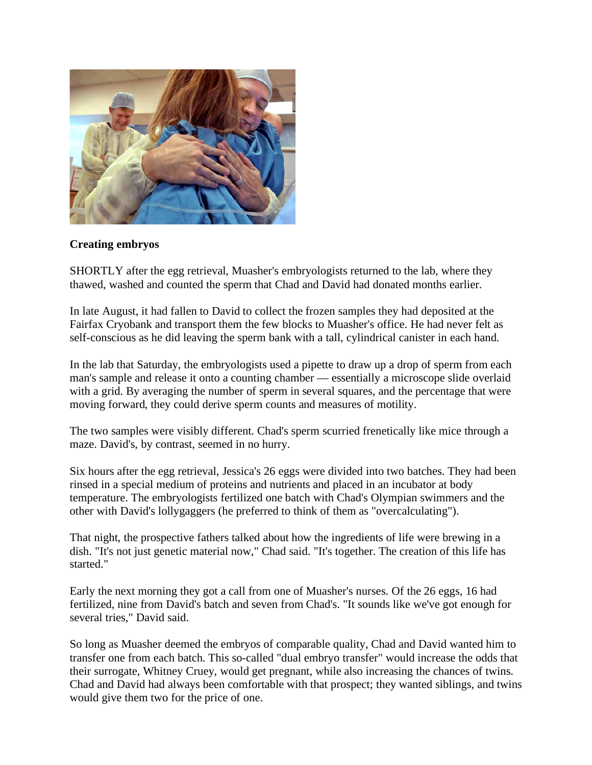**Creating embryos**

SHORTLY after the egg retrieval, Muasher's embryologists returned to the lab, where they thawed, washed and counted the sperm that Chad and David had donated months earlier.

In late August, it had fallen to David to collect the frozen samples they had deposited at the Fairfax Cryobank and transport them the few blocks to Muasher's office. He had never felt as self-conscious as he did leaving the sperm bank with a tall, cylindrical canister in each hand.

In the lab that Saturday, the embryologists used a pipette to draw up a drop of sperm from each man's sample and release it onto a counting chamber — essentially a microscope slide overlaid with a grid. By averaging the number of sperm in several squares, and the percentage that were moving forward, they could derive sperm counts and measures of motility.

The two samples were visibly different. Chad's sperm scurried frenetically like mice through a maze. David's, by contrast, seemed in no hurry.

Six hours after the egg retrieval, Jessica's 26 eggs were divided into two batches. They had been rinsed in a special medium of proteins and nutrients and placed in an incubator at body temperature. The embryologists fertilized one batch with Chad's Olympian swimmers and the other with David's lollygaggers (he preferred to think of them as "overcalculating").

That night, the prospective fathers talked about how the ingredients of life were brewing in a dish. "It's not just genetic material now," Chad said. "It's together. The creation of this life has started."

Early the next morning they got a call from one of Muasher's nurses. Of the 26 eggs, 16 had fertilized, nine from David's batch and seven from Chad's. "It sounds like we've got enough for several tries," David said.

So long as Muasher deemed the embryos of comparable quality, Chad and David wanted him to transfer one from each batch. This so-called "dual embryo transfer" would increase the odds that their surrogate, Whitney Cruey, would get pregnant, while also increasing the chances of twins. Chad and David had always been comfortable with that prospect; they wanted siblings, and twins would give them two for the price of one.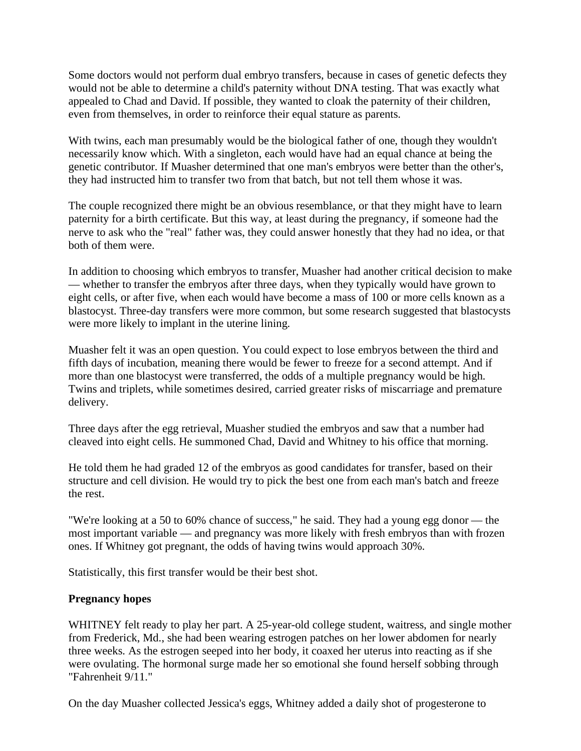Some doctors would not perform dual embryo transfers, because in cases of genetic defects they would not be able to determine a child's paternity without DNA testing. That was exactly what appealed to Chad and David. If possible, they wanted to cloak the paternity of their children, even from themselves, in order to reinforce their equal stature as parents.

With twins, each man presumably would be the biological father of one, though they wouldn't necessarily know which. With a singleton, each would have had an equal chance at being the genetic contributor. If Muasher determined that one man's embryos were better than the other's, they had instructed him to transfer two from that batch, but not tell them whose it was.

The couple recognized there might be an obvious resemblance, or that they might have to learn paternity for a birth certificate. But this way, at least during the pregnancy, if someone had the nerve to ask who the "real" father was, they could answer honestly that they had no idea, or that both of them were.

In addition to choosing which embryos to transfer, Muasher had another critical decision to make — whether to transfer the embryos after three days, when they typically would have grown to eight cells, or after five, when each would have become a mass of 100 or more cells known as a blastocyst. Three-day transfers were more common, but some research suggested that blastocysts were more likely to implant in the uterine lining.

Muasher felt it was an open question. You could expect to lose embryos between the third and fifth days of incubation, meaning there would be fewer to freeze for a second attempt. And if more than one blastocyst were transferred, the odds of a multiple pregnancy would be high. Twins and triplets, while sometimes desired, carried greater risks of miscarriage and premature delivery.

Three days after the egg retrieval, Muasher studied the embryos and saw that a number had cleaved into eight cells. He summoned Chad, David and Whitney to his office that morning.

He told them he had graded 12 of the embryos as good candidates for transfer, based on their structure and cell division. He would try to pick the best one from each man's batch and freeze the rest.

"We're looking at a 50 to 60% chance of success," he said. They had a young egg donor — the most important variable — and pregnancy was more likely with fresh embryos than with frozen ones. If Whitney got pregnant, the odds of having twins would approach 30%.

Statistically, this first transfer would be their best shot.

**Pregnancy hopes**

WHITNEY felt ready to play her part. A 25-year-old college student, waitress, and single mother from Frederick, Md., she had been wearing estrogen patches on her lower abdomen for nearly three weeks. As the estrogen seeped into her body, it coaxed her uterus into reacting as if she were ovulating. The hormonal surge made her so emotional she found herself sobbing through "Fahrenheit 9/11."

On the day Muasher collected Jessica's eggs, Whitney added a daily shot of progesterone to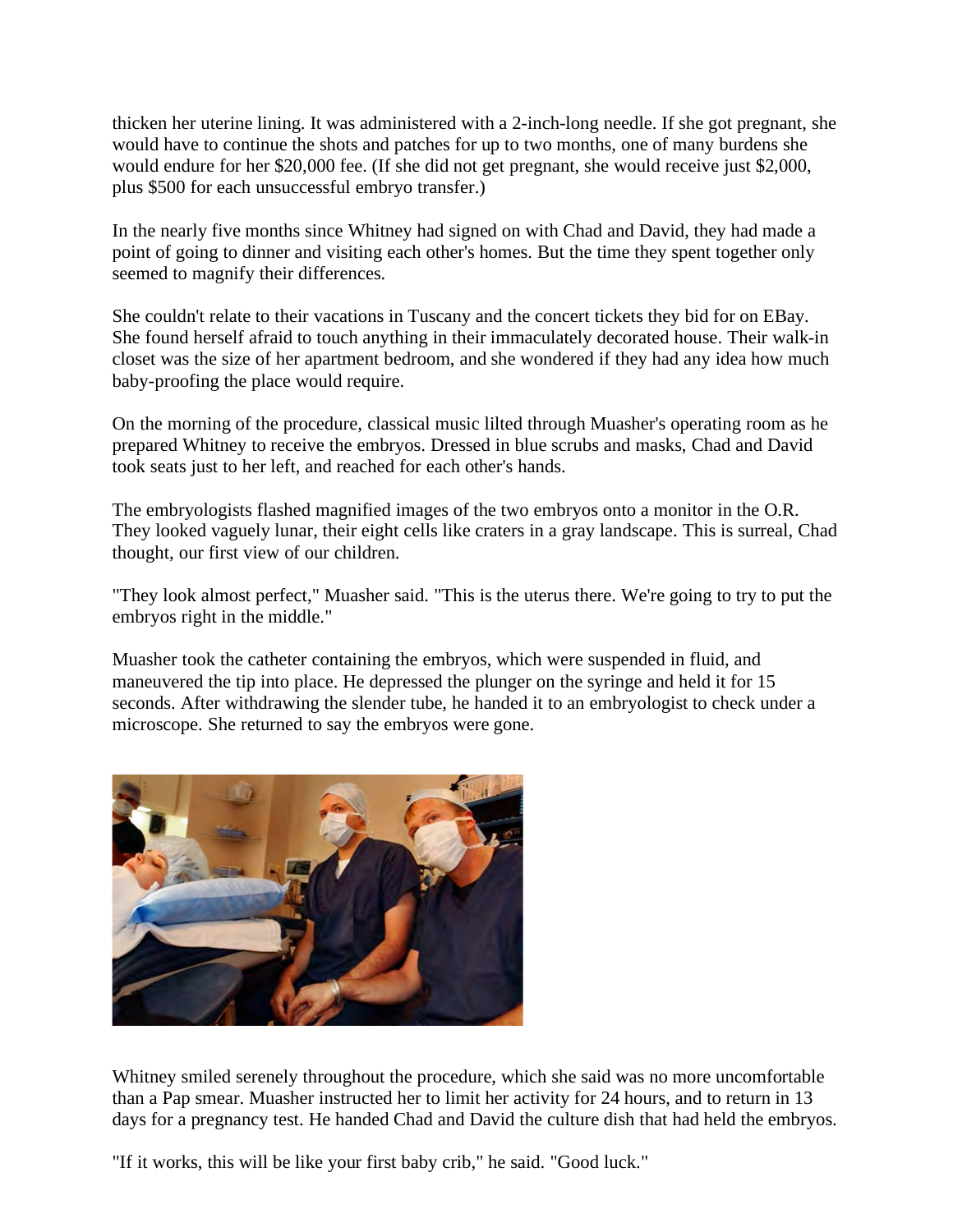thicken her uterine lining. It was administered with a 2-inch-long needle. If she got pregnant, she would have to continue the shots and patches for up to two months, one of many burdens she would endure for her $20,000 fee. (If she did not get pregnant, she would receive just $2,000, plus $500 for each unsuccessful embryo transfer.)

In the nearly five months since Whitney had signed on with Chad and David, they had made a point of going to dinner and visiting each other's homes. But the time they spent together only seemed to magnify their differences.

She couldn't relate to their vacations in Tuscany and the concert tickets they bid for on EBay. She found herself afraid to touch anything in their immaculately decorated house. Their walk-in closet was the size of her apartment bedroom, and she wondered if they had any idea how much baby-proofing the place would require.

On the morning of the procedure, classical music lilted through Muasher's operating room as he prepared Whitney to receive the embryos. Dressed in blue scrubs and masks, Chad and David took seats just to her left, and reached for each other's hands.

The embryologists flashed magnified images of the two embryos onto a monitor in the O.R. They looked vaguely lunar, their eight cells like craters in a gray landscape. This is surreal, Chad thought, our first view of our children.

"They look almost perfect," Muasher said. "This is the uterus there. We're going to try to put the embryos right in the middle."

Muasher took the catheter containing the embryos, which were suspended in fluid, and maneuvered the tip into place. He depressed the plunger on the syringe and held it for 15 seconds. After withdrawing the slender tube, he handed it to an embryologist to check under a microscope. She returned to say the embryos were gone.

Whitney smiled serenely throughout the procedure, which she said was no more uncomfortable than a Pap smear. Muasher instructed her to limit her activity for 24 hours, and to return in 13 days for a pregnancy test. He handed Chad and David the culture dish that had held the embryos.

"If it works, this will be like your first baby crib," he said. "Good luck."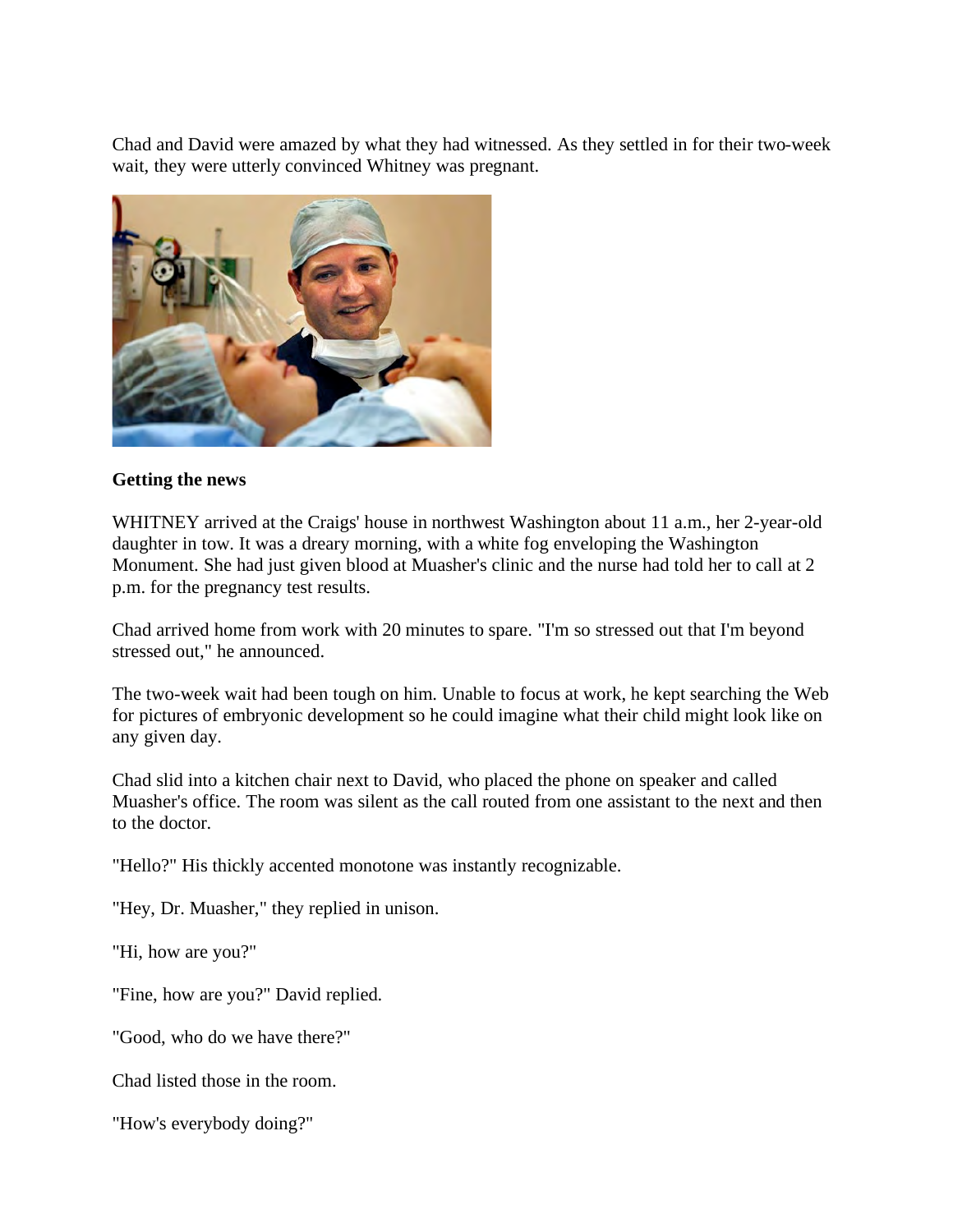Chad and David were amazed by what they had witnessed. As they settled in for their two-week wait, they were utterly convinced Whitney was pregnant.

**Getting the news**

WHITNEY arrived at the Craigs' house in northwest Washington about 11 a.m., her 2-year-old daughter in tow. It was a dreary morning, with a white fog enveloping the Washington Monument. She had just given blood at Muasher's clinic and the nurse had told her to call at 2 p.m. for the pregnancy test results.

Chad arrived home from work with 20 minutes to spare. "I'm so stressed out that I'm beyond stressed out," he announced.

The two-week wait had been tough on him. Unable to focus at work, he kept searching the Web for pictures of embryonic development so he could imagine what their child might look like on any given day.

Chad slid into a kitchen chair next to David, who placed the phone on speaker and called Muasher's office. The room was silent as the call routed from one assistant to the next and then to the doctor.

"Hello?" His thickly accented monotone was instantly recognizable.

"Hey, Dr. Muasher," they replied in unison.

"Hi, how are you?"

"Fine, how are you?" David replied.

"Good, who do we have there?"

Chad listed those in the room.

"How's everybody doing?"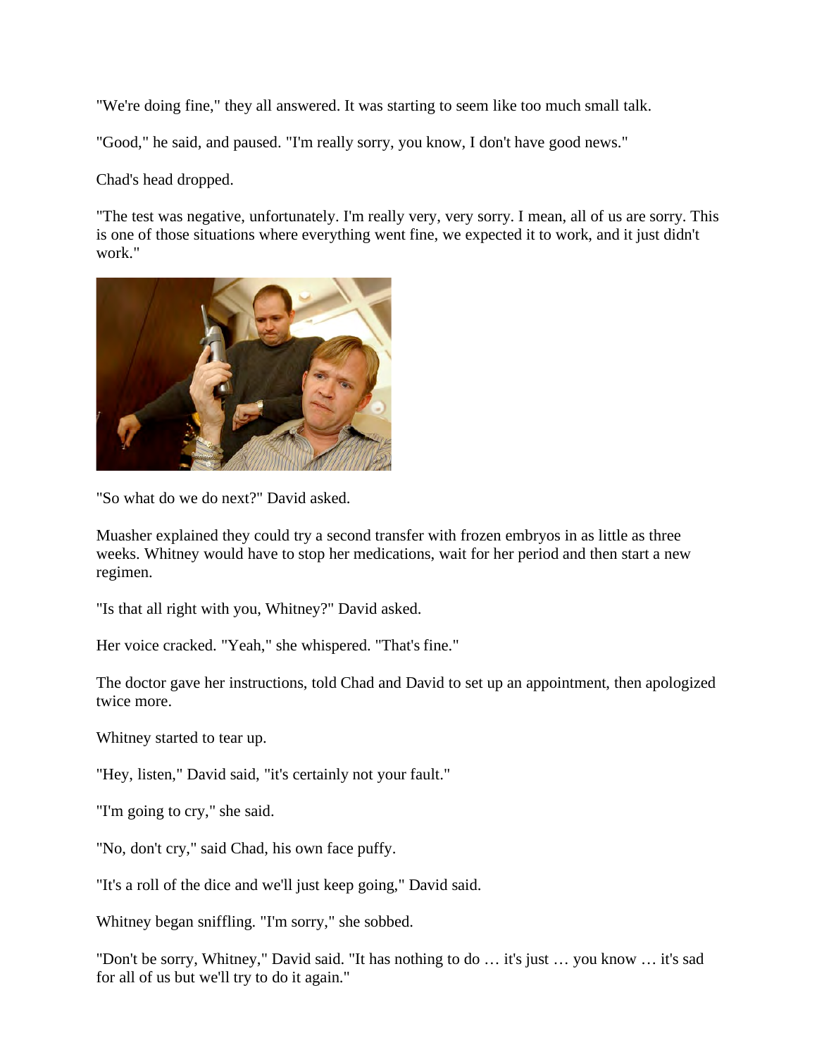"We're doing fine," they all answered. It was starting to seem like too much small talk.

"Good," he said, and paused. "I'm really sorry, you know, I don't have good news."

Chad's head dropped.

"The test was negative, unfortunately. I'm really very, very sorry. I mean, all of us are sorry. This is one of those situations where everything went fine, we expected it to work, and it just didn't work."

"So what do we do next?" David asked.

Muasher explained they could try a second transfer with frozen embryos in as little as three weeks. Whitney would have to stop her medications, wait for her period and then start a new regimen.

"Is that all right with you, Whitney?" David asked.

Her voice cracked. "Yeah," she whispered. "That's fine."

The doctor gave her instructions, told Chad and David to set up an appointment, then apologized twice more.

Whitney started to tear up.

"Hey, listen," David said, "it's certainly not your fault."

"I'm going to cry," she said.

"No, don't cry," said Chad, his own face puffy.

"It's a roll of the dice and we'll just keep going," David said.

Whitney began sniffling. "I'm sorry," she sobbed.

"Don't be sorry, Whitney," David said. "It has nothing to do … it's just … you know … it's sad for all of us but we'll try to do it again."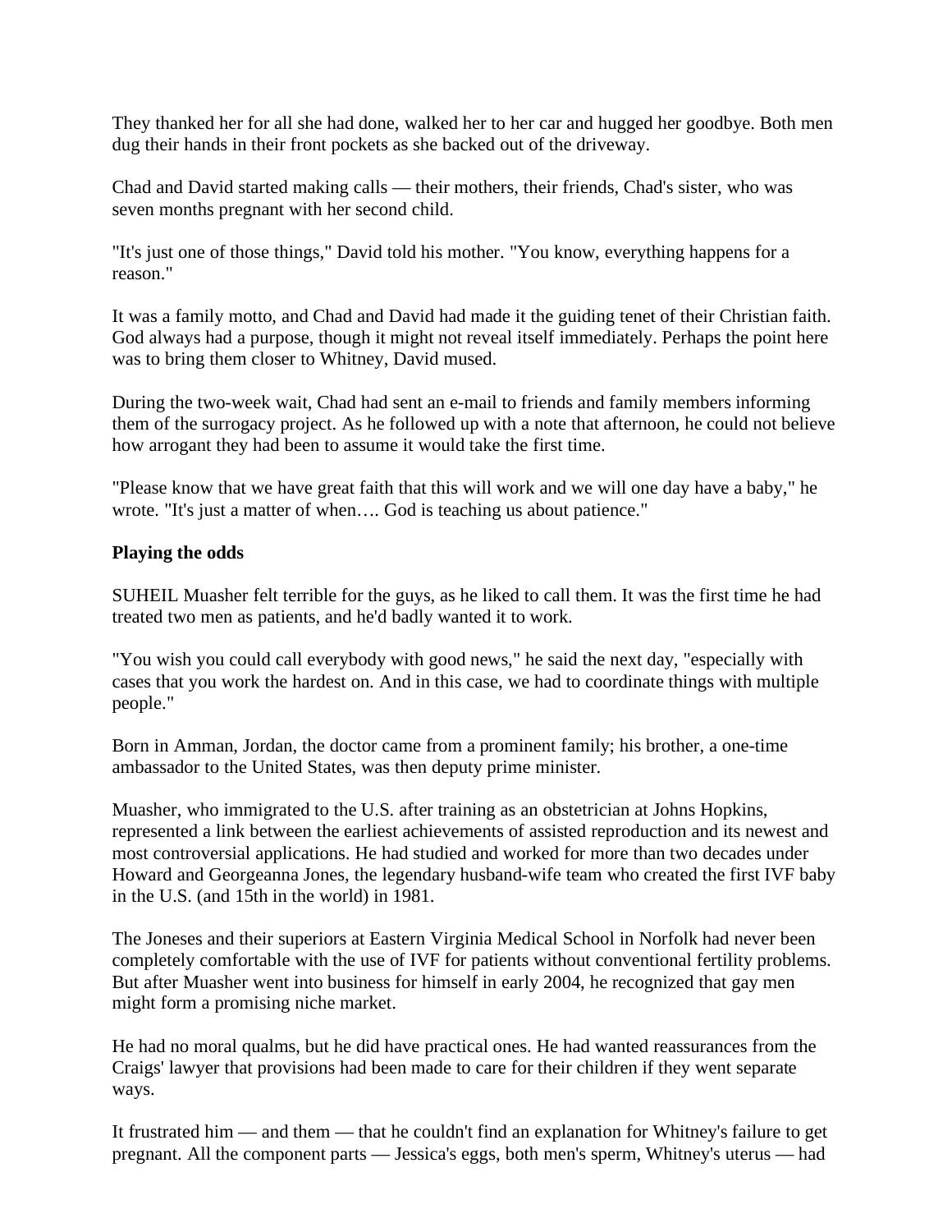They thanked her for all she had done, walked her to her car and hugged her goodbye. Both men dug their hands in their front pockets as she backed out of the driveway.

Chad and David started making calls — their mothers, their friends, Chad's sister, who was seven months pregnant with her second child.

"It's just one of those things," David told his mother. "You know, everything happens for a reason."

It was a family motto, and Chad and David had made it the guiding tenet of their Christian faith. God always had a purpose, though it might not reveal itself immediately. Perhaps the point here was to bring them closer to Whitney, David mused.

During the two-week wait, Chad had sent an e-mail to friends and family members informing them of the surrogacy project. As he followed up with a note that afternoon, he could not believe how arrogant they had been to assume it would take the first time.

"Please know that we have great faith that this will work and we will one day have a baby," he wrote. "It's just a matter of when…. God is teaching us about patience."

**Playing the odds**

SUHEIL Muasher felt terrible for the guys, as he liked to call them. It was the first time he had treated two men as patients, and he'd badly wanted it to work.

"You wish you could call everybody with good news," he said the next day, "especially with cases that you work the hardest on. And in this case, we had to coordinate things with multiple people."

Born in Amman, Jordan, the doctor came from a prominent family; his brother, a one-time ambassador to the United States, was then deputy prime minister.

Muasher, who immigrated to the U.S. after training as an obstetrician at Johns Hopkins, represented a link between the earliest achievements of assisted reproduction and its newest and most controversial applications. He had studied and worked for more than two decades under Howard and Georgeanna Jones, the legendary husband-wife team who created the first IVF baby in the U.S. (and 15th in the world) in 1981.

The Joneses and their superiors at Eastern Virginia Medical School in Norfolk had never been completely comfortable with the use of IVF for patients without conventional fertility problems. But after Muasher went into business for himself in early 2004, he recognized that gay men might form a promising niche market.

He had no moral qualms, but he did have practical ones. He had wanted reassurances from the Craigs' lawyer that provisions had been made to care for their children if they went separate ways.

It frustrated him — and them — that he couldn't find an explanation for Whitney's failure to get pregnant. All the component parts — Jessica's eggs, both men's sperm, Whitney's uterus — had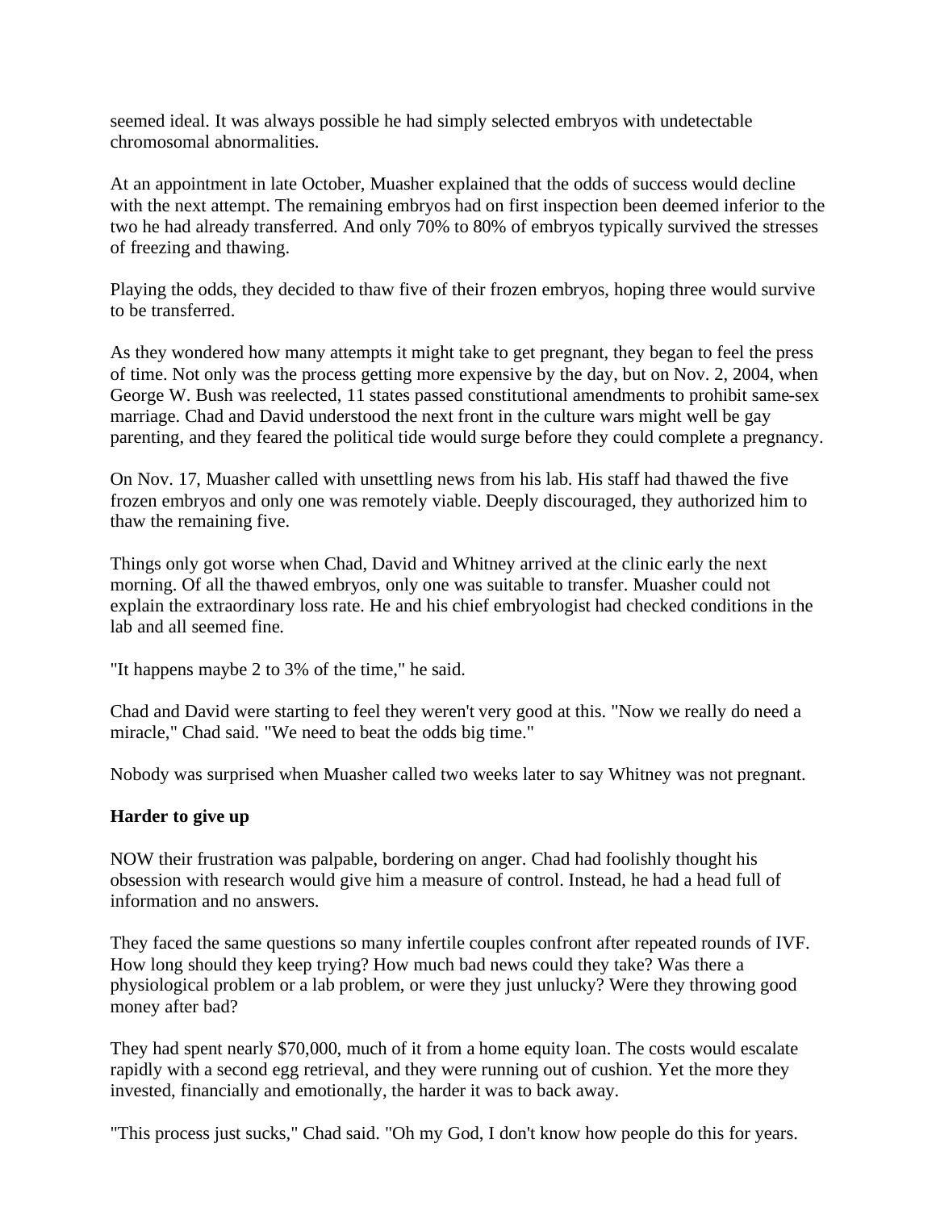seemed ideal. It was always possible he had simply selected embryos with undetectable chromosomal abnormalities.

At an appointment in late October, Muasher explained that the odds of success would decline with the next attempt. The remaining embryos had on first inspection been deemed inferior to the two he had already transferred. And only 70% to 80% of embryos typically survived the stresses of freezing and thawing.

Playing the odds, they decided to thaw five of their frozen embryos, hoping three would survive to be transferred.

As they wondered how many attempts it might take to get pregnant, they began to feel the press of time. Not only was the process getting more expensive by the day, but on Nov. 2, 2004, when George W. Bush was reelected, 11 states passed constitutional amendments to prohibit same-sex marriage. Chad and David understood the next front in the culture wars might well be gay parenting, and they feared the political tide would surge before they could complete a pregnancy.

On Nov. 17, Muasher called with unsettling news from his lab. His staff had thawed the five frozen embryos and only one was remotely viable. Deeply discouraged, they authorized him to thaw the remaining five.

Things only got worse when Chad, David and Whitney arrived at the clinic early the next morning. Of all the thawed embryos, only one was suitable to transfer. Muasher could not explain the extraordinary loss rate. He and his chief embryologist had checked conditions in the lab and all seemed fine.

"It happens maybe 2 to 3% of the time," he said.

Chad and David were starting to feel they weren't very good at this. "Now we really do need a miracle," Chad said. "We need to beat the odds big time."

Nobody was surprised when Muasher called two weeks later to say Whitney was not pregnant.

### Harder to give up

NOW their frustration was palpable, bordering on anger. Chad had foolishly thought his obsession with research would give him a measure of control. Instead, he had a head full of information and no answers.

They faced the same questions so many infertile couples confront after repeated rounds of IVF. How long should they keep trying? How much bad news could they take? Was there a physiological problem or a lab problem, or were they just unlucky? Were they throwing good money after bad?

They had spent nearly $70,000, much of it from a home equity loan. The costs would escalate rapidly with a second egg retrieval, and they were running out of cushion. Yet the more they invested, financially and emotionally, the harder it was to back away.

"This process just sucks," Chad said. "Oh my God, I don't know how people do this for years.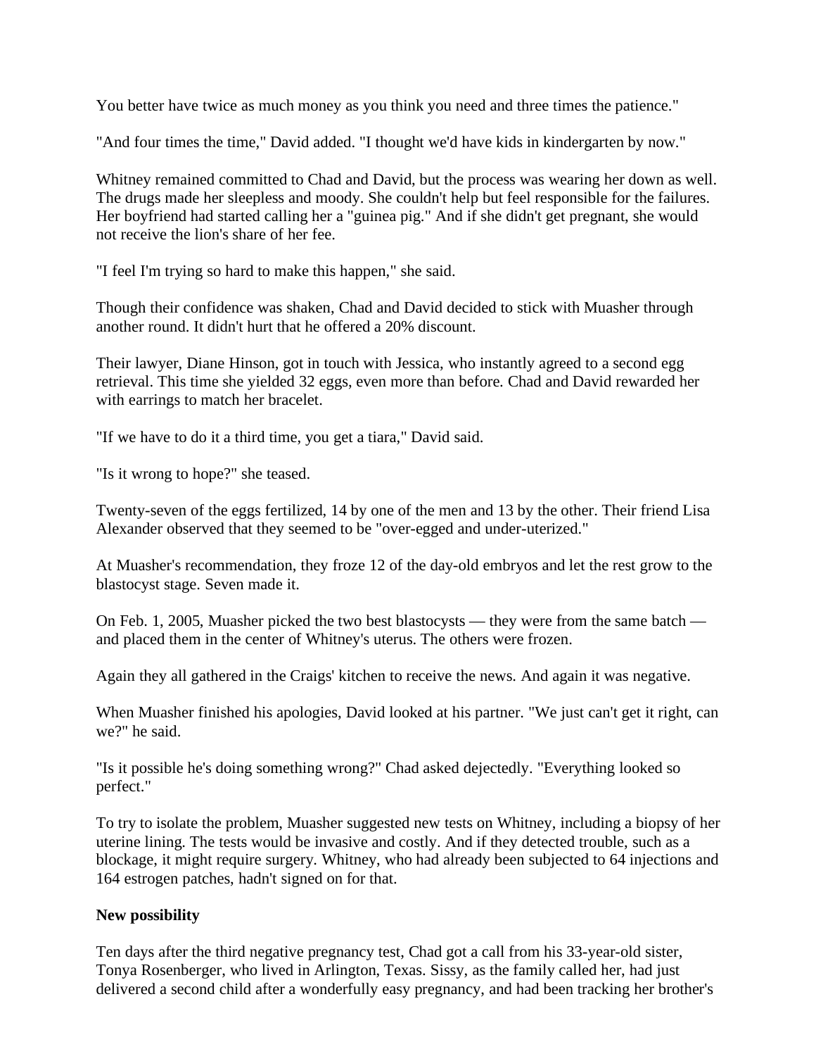You better have twice as much money as you think you need and three times the patience."

"And four times the time," David added. "I thought we'd have kids in kindergarten by now."

Whitney remained committed to Chad and David, but the process was wearing her down as well. The drugs made her sleepless and moody. She couldn't help but feel responsible for the failures. Her boyfriend had started calling her a "guinea pig." And if she didn't get pregnant, she would not receive the lion's share of her fee.

"I feel I'm trying so hard to make this happen," she said.

Though their confidence was shaken, Chad and David decided to stick with Muasher through another round. It didn't hurt that he offered a 20% discount.

Their lawyer, Diane Hinson, got in touch with Jessica, who instantly agreed to a second egg retrieval. This time she yielded 32 eggs, even more than before. Chad and David rewarded her with earrings to match her bracelet.

"If we have to do it a third time, you get a tiara," David said.

"Is it wrong to hope?" she teased.

Twenty-seven of the eggs fertilized, 14 by one of the men and 13 by the other. Their friend Lisa Alexander observed that they seemed to be "over-egged and under-uterized."

At Muasher's recommendation, they froze 12 of the day-old embryos and let the rest grow to the blastocyst stage. Seven made it.

On Feb. 1, 2005, Muasher picked the two best blastocysts — they were from the same batch — and placed them in the center of Whitney's uterus. The others were frozen.

Again they all gathered in the Craigs' kitchen to receive the news. And again it was negative.

When Muasher finished his apologies, David looked at his partner. "We just can't get it right, can we?" he said.

"Is it possible he's doing something wrong?" Chad asked dejectedly. "Everything looked so perfect."

To try to isolate the problem, Muasher suggested new tests on Whitney, including a biopsy of her uterine lining. The tests would be invasive and costly. And if they detected trouble, such as a blockage, it might require surgery. Whitney, who had already been subjected to 64 injections and 164 estrogen patches, hadn't signed on for that.

**New possibility**

Ten days after the third negative pregnancy test, Chad got a call from his 33-year-old sister, Tonya Rosenberger, who lived in Arlington, Texas. Sissy, as the family called her, had just delivered a second child after a wonderfully easy pregnancy, and had been tracking her brother's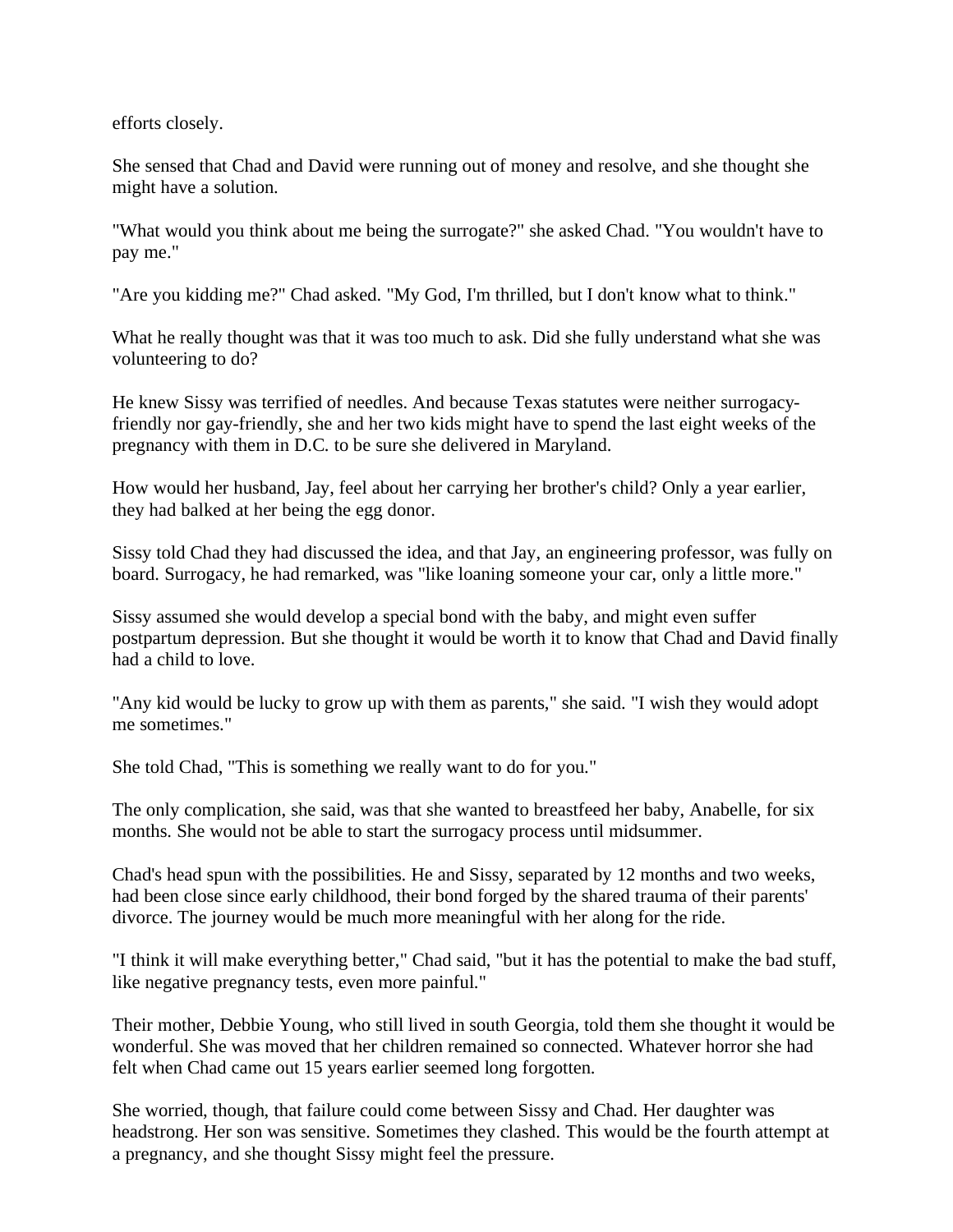efforts closely.

She sensed that Chad and David were running out of money and resolve, and she thought she might have a solution.

"What would you think about me being the surrogate?" she asked Chad. "You wouldn't have to pay me."

"Are you kidding me?" Chad asked. "My God, I'm thrilled, but I don't know what to think."

What he really thought was that it was too much to ask. Did she fully understand what she was volunteering to do?

He knew Sissy was terrified of needles. And because Texas statutes were neither surrogacy-friendly nor gay-friendly, she and her two kids might have to spend the last eight weeks of the pregnancy with them in D.C. to be sure she delivered in Maryland.

How would her husband, Jay, feel about her carrying her brother's child? Only a year earlier, they had balked at her being the egg donor.

Sissy told Chad they had discussed the idea, and that Jay, an engineering professor, was fully on board. Surrogacy, he had remarked, was "like loaning someone your car, only a little more."

Sissy assumed she would develop a special bond with the baby, and might even suffer postpartum depression. But she thought it would be worth it to know that Chad and David finally had a child to love.

"Any kid would be lucky to grow up with them as parents," she said. "I wish they would adopt me sometimes."

She told Chad, "This is something we really want to do for you."

The only complication, she said, was that she wanted to breastfeed her baby, Anabelle, for six months. She would not be able to start the surrogacy process until midsummer.

Chad's head spun with the possibilities. He and Sissy, separated by 12 months and two weeks, had been close since early childhood, their bond forged by the shared trauma of their parents' divorce. The journey would be much more meaningful with her along for the ride.

"I think it will make everything better," Chad said, "but it has the potential to make the bad stuff, like negative pregnancy tests, even more painful."

Their mother, Debbie Young, who still lived in south Georgia, told them she thought it would be wonderful. She was moved that her children remained so connected. Whatever horror she had felt when Chad came out 15 years earlier seemed long forgotten.

She worried, though, that failure could come between Sissy and Chad. Her daughter was headstrong. Her son was sensitive. Sometimes they clashed. This would be the fourth attempt at a pregnancy, and she thought Sissy might feel the pressure.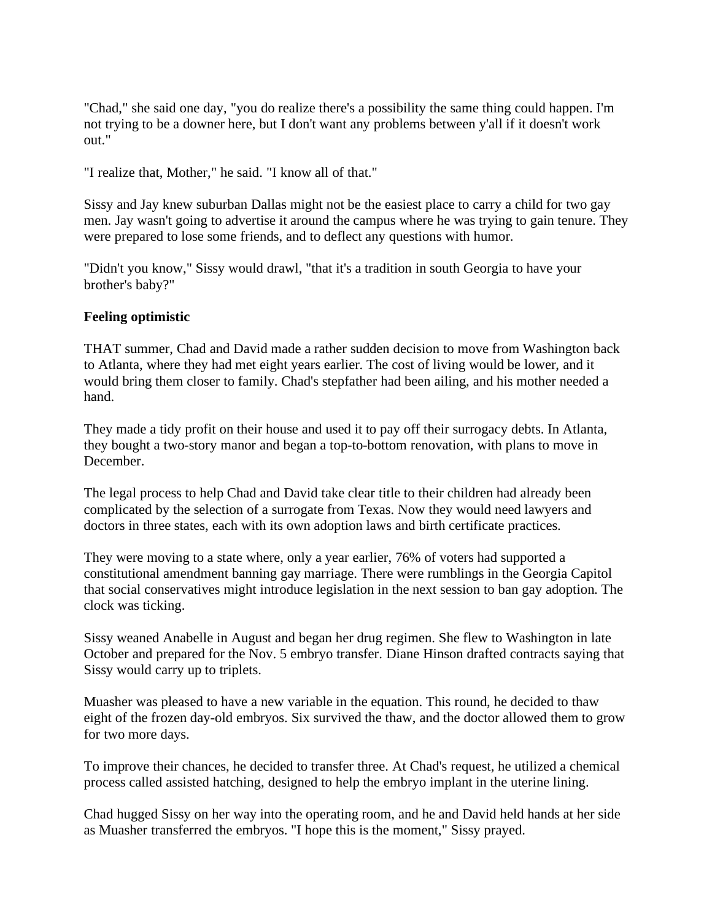"Chad," she said one day, "you do realize there's a possibility the same thing could happen. I'm not trying to be a downer here, but I don't want any problems between y'all if it doesn't work out."

"I realize that, Mother," he said. "I know all of that."

Sissy and Jay knew suburban Dallas might not be the easiest place to carry a child for two gay men. Jay wasn't going to advertise it around the campus where he was trying to gain tenure. They were prepared to lose some friends, and to deflect any questions with humor.

"Didn't you know," Sissy would drawl, "that it's a tradition in south Georgia to have your brother's baby?"

**Feeling optimistic**

THAT summer, Chad and David made a rather sudden decision to move from Washington back to Atlanta, where they had met eight years earlier. The cost of living would be lower, and it would bring them closer to family. Chad's stepfather had been ailing, and his mother needed a hand.

They made a tidy profit on their house and used it to pay off their surrogacy debts. In Atlanta, they bought a two-story manor and began a top-to-bottom renovation, with plans to move in December.

The legal process to help Chad and David take clear title to their children had already been complicated by the selection of a surrogate from Texas. Now they would need lawyers and doctors in three states, each with its own adoption laws and birth certificate practices.

They were moving to a state where, only a year earlier, 76% of voters had supported a constitutional amendment banning gay marriage. There were rumblings in the Georgia Capitol that social conservatives might introduce legislation in the next session to ban gay adoption. The clock was ticking.

Sissy weaned Anabelle in August and began her drug regimen. She flew to Washington in late October and prepared for the Nov. 5 embryo transfer. Diane Hinson drafted contracts saying that Sissy would carry up to triplets.

Muasher was pleased to have a new variable in the equation. This round, he decided to thaw eight of the frozen day-old embryos. Six survived the thaw, and the doctor allowed them to grow for two more days.

To improve their chances, he decided to transfer three. At Chad's request, he utilized a chemical process called assisted hatching, designed to help the embryo implant in the uterine lining.

Chad hugged Sissy on her way into the operating room, and he and David held hands at her side as Muasher transferred the embryos. "I hope this is the moment," Sissy prayed.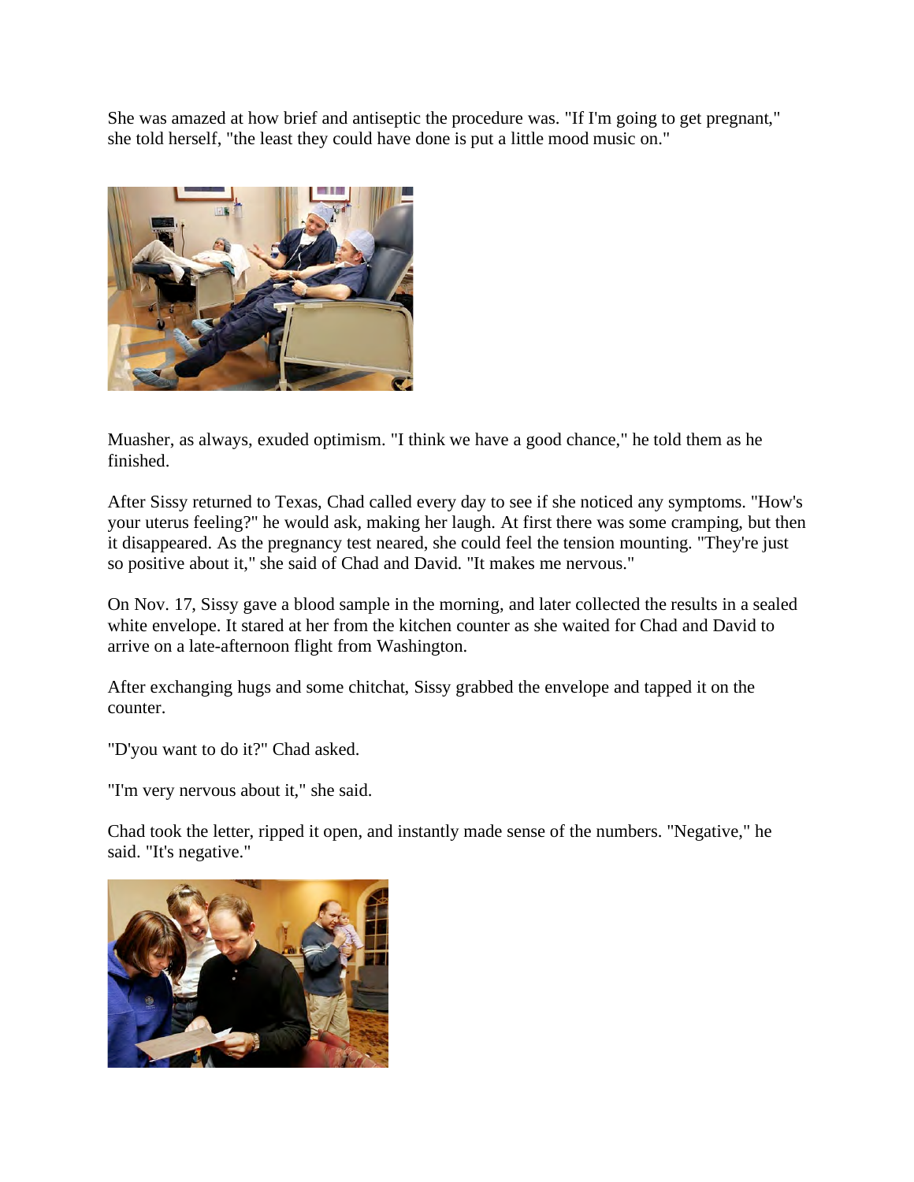She was amazed at how brief and antiseptic the procedure was. "If I'm going to get pregnant," she told herself, "the least they could have done is put a little mood music on."

Muasher, as always, exuded optimism. "I think we have a good chance," he told them as he finished.

After Sissy returned to Texas, Chad called every day to see if she noticed any symptoms. "How's your uterus feeling?" he would ask, making her laugh. At first there was some cramping, but then it disappeared. As the pregnancy test neared, she could feel the tension mounting. "They're just so positive about it," she said of Chad and David. "It makes me nervous."

On Nov. 17, Sissy gave a blood sample in the morning, and later collected the results in a sealed white envelope. It stared at her from the kitchen counter as she waited for Chad and David to arrive on a late-afternoon flight from Washington.

After exchanging hugs and some chitchat, Sissy grabbed the envelope and tapped it on the counter.

"D'you want to do it?" Chad asked.

"I'm very nervous about it," she said.

Chad took the letter, ripped it open, and instantly made sense of the numbers. "Negative," he said. "It's negative."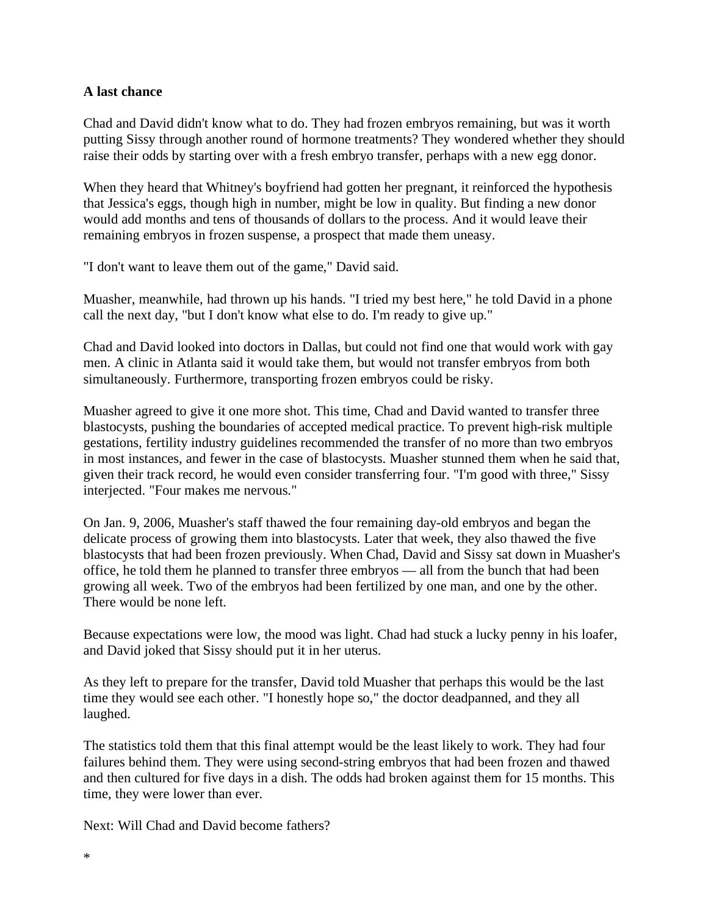**A last chance**

Chad and David didn't know what to do. They had frozen embryos remaining, but was it worth putting Sissy through another round of hormone treatments? They wondered whether they should raise their odds by starting over with a fresh embryo transfer, perhaps with a new egg donor.

When they heard that Whitney's boyfriend had gotten her pregnant, it reinforced the hypothesis that Jessica's eggs, though high in number, might be low in quality. But finding a new donor would add months and tens of thousands of dollars to the process. And it would leave their remaining embryos in frozen suspense, a prospect that made them uneasy.

"I don't want to leave them out of the game," David said.

Muasher, meanwhile, had thrown up his hands. "I tried my best here," he told David in a phone call the next day, "but I don't know what else to do. I'm ready to give up."

Chad and David looked into doctors in Dallas, but could not find one that would work with gay men. A clinic in Atlanta said it would take them, but would not transfer embryos from both simultaneously. Furthermore, transporting frozen embryos could be risky.

Muasher agreed to give it one more shot. This time, Chad and David wanted to transfer three blastocysts, pushing the boundaries of accepted medical practice. To prevent high-risk multiple gestations, fertility industry guidelines recommended the transfer of no more than two embryos in most instances, and fewer in the case of blastocysts. Muasher stunned them when he said that, given their track record, he would even consider transferring four. "I'm good with three," Sissy interjected. "Four makes me nervous."

On Jan. 9, 2006, Muasher's staff thawed the four remaining day-old embryos and began the delicate process of growing them into blastocysts. Later that week, they also thawed the five blastocysts that had been frozen previously. When Chad, David and Sissy sat down in Muasher's office, he told them he planned to transfer three embryos — all from the bunch that had been growing all week. Two of the embryos had been fertilized by one man, and one by the other. There would be none left.

Because expectations were low, the mood was light. Chad had stuck a lucky penny in his loafer, and David joked that Sissy should put it in her uterus.

As they left to prepare for the transfer, David told Muasher that perhaps this would be the last time they would see each other. "I honestly hope so," the doctor deadpanned, and they all laughed.

The statistics told them that this final attempt would be the least likely to work. They had four failures behind them. They were using second-string embryos that had been frozen and thawed and then cultured for five days in a dish. The odds had broken against them for 15 months. This time, they were lower than ever.

Next: Will Chad and David become fathers?

*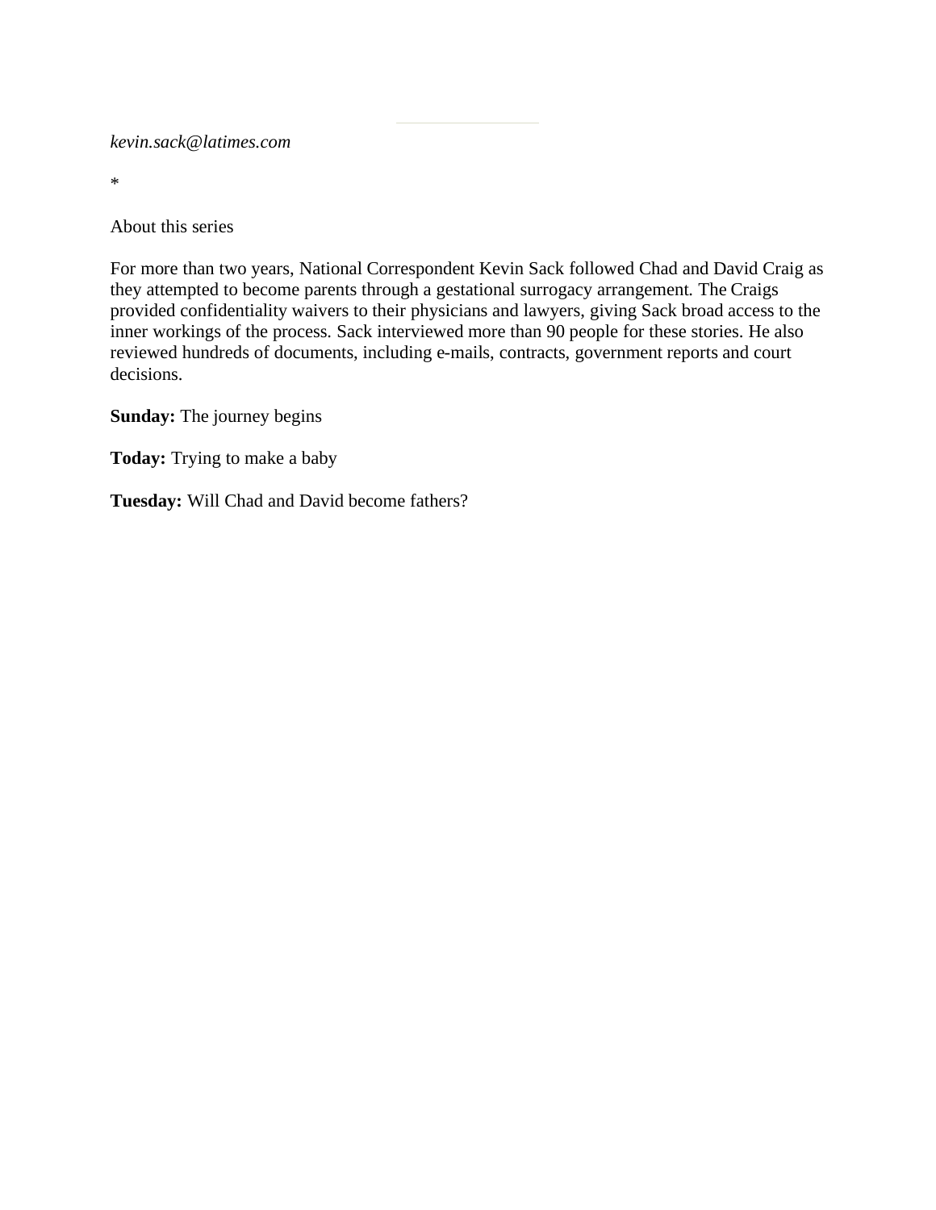*kevin.sack@latimes.com*

*

About this series

For more than two years, National Correspondent Kevin Sack followed Chad and David Craig as they attempted to become parents through a gestational surrogacy arrangement. The Craigs provided confidentiality waivers to their physicians and lawyers, giving Sack broad access to the inner workings of the process. Sack interviewed more than 90 people for these stories. He also reviewed hundreds of documents, including e-mails, contracts, government reports and court decisions.

**Sunday:** The journey begins

**Today:** Trying to make a baby

**Tuesday:** Will Chad and David become fathers?